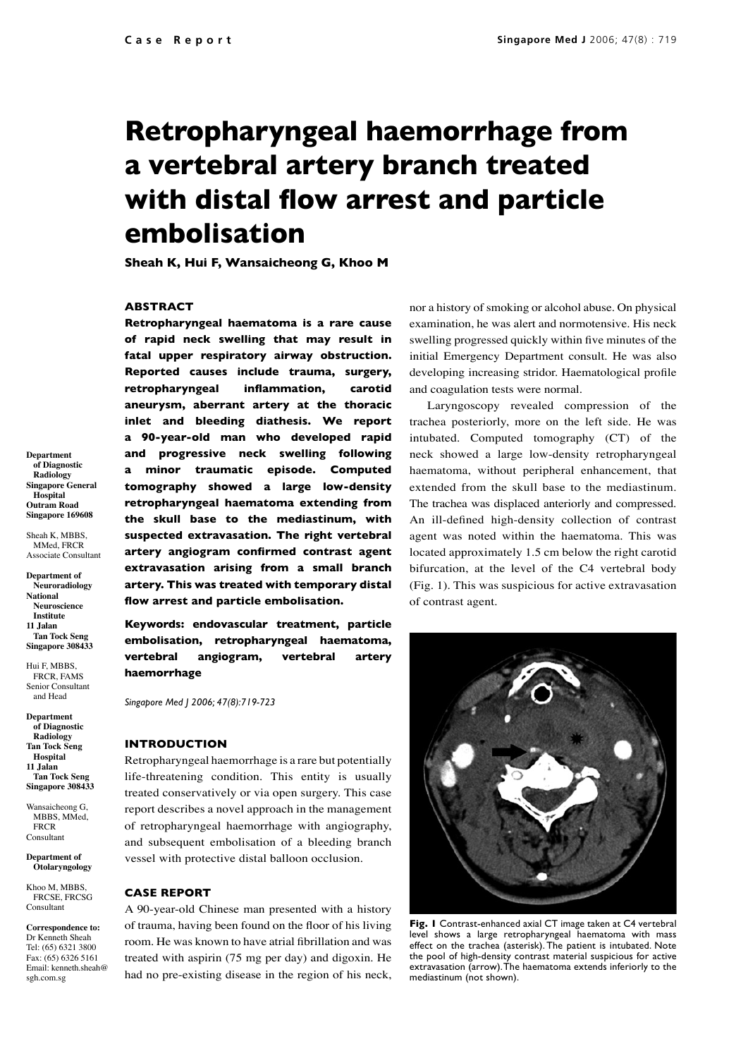# Retropharyngeal haemorrhage from a vertebral artery branch treated with distal flow arrest and particle embolisation

**Sheah K, Hui F, Wansaicheong G, Khoo M**

Department of Diagnostic Radiology
Singapore General Hospital
Outram Road
Singapore 169608

Sheah K, MBBS, MMed, FRCR
Associate Consultant

Department of Neuroradiology
National Neuroscience Institute
11 Jalan Tan Tock Seng
Singapore 308433

Hui F, MBBS, FRCR, FAMS
Senior Consultant and Head

Department of Diagnostic Radiology
Tan Tock Seng Hospital
11 Jalan Tan Tock Seng
Singapore 308433

Wansaicheong G, MBBS, MMed, FRCR
Consultant

Department of Otolaryngology

Khoo M, MBBS, FRCSE, FRCSG
Consultant

**Correspondence to:**
Dr Kenneth Sheah
Tel: (65) 6321 3800
Fax: (65) 6326 5161
Email: kenneth.sheah@sgh.com.sg

## ABSTRACT

**Retropharyngeal haematoma is a rare cause of rapid neck swelling that may result in fatal upper respiratory airway obstruction. Reported causes include trauma, surgery, retropharyngeal inflammation, carotid aneurysm, aberrant artery at the thoracic inlet and bleeding diathesis. We report a 90-year-old man who developed rapid and progressive neck swelling following a minor traumatic episode. Computed tomography showed a large low-density retropharyngeal haematoma extending from the skull base to the mediastinum, with suspected extravasation. The right vertebral artery angiogram confirmed contrast agent extravasation arising from a small branch artery. This was treated with temporary distal flow arrest and particle embolisation.**

**Keywords: endovascular treatment, particle embolisation, retropharyngeal haematoma, vertebral angiogram, vertebral artery haemorrhage**

*Singapore Med J 2006; 47(8):719-723*

## INTRODUCTION

Retropharyngeal haemorrhage is a rare but potentially life-threatening condition. This entity is usually treated conservatively or via open surgery. This case report describes a novel approach in the management of retropharyngeal haemorrhage with angiography, and subsequent embolisation of a bleeding branch vessel with protective distal balloon occlusion.

## CASE REPORT

A 90-year-old Chinese man presented with a history of trauma, having been found on the floor of his living room. He was known to have atrial fibrillation and was treated with aspirin (75 mg per day) and digoxin. He had no pre-existing disease in the region of his neck, nor a history of smoking or alcohol abuse. On physical examination, he was alert and normotensive. His neck swelling progressed quickly within five minutes of the initial Emergency Department consult. He was also developing increasing stridor. Haematological profile and coagulation tests were normal.

Laryngoscopy revealed compression of the trachea posteriorly, more on the left side. He was intubated. Computed tomography (CT) of the neck showed a large low-density retropharyngeal haematoma, without peripheral enhancement, that extended from the skull base to the mediastinum. The trachea was displaced anteriorly and compressed. An ill-defined high-density collection of contrast agent was noted within the haematoma. This was located approximately 1.5 cm below the right carotid bifurcation, at the level of the C4 vertebral body (Fig. 1). This was suspicious for active extravasation of contrast agent.

**Fig. 1** Contrast-enhanced axial CT image taken at C4 vertebral level shows a large retropharyngeal haematoma with mass effect on the trachea (asterisk). The patient is intubated. Note the pool of high-density contrast material suspicious for active extravasation (arrow). The haematoma extends inferiorly to the mediastinum (not shown).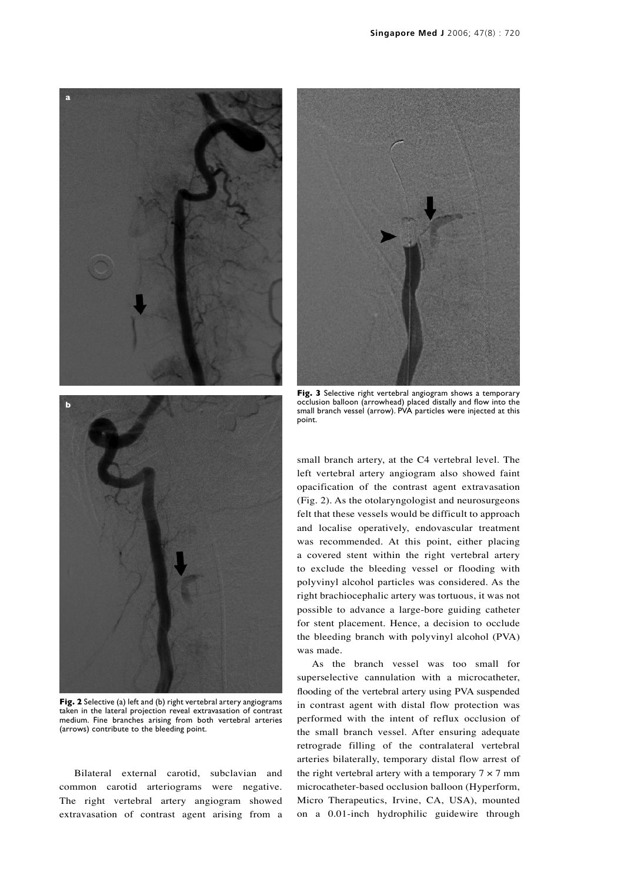**Fig. 2** Selective (a) left and (b) right vertebral artery angiograms taken in the lateral projection reveal extravasation of contrast medium. Fine branches arising from both vertebral arteries (arrows) contribute to the bleeding point.

**Fig. 3** Selective right vertebral angiogram shows a temporary occlusion balloon (arrowhead) placed distally and flow into the small branch vessel (arrow). PVA particles were injected at this point.

Bilateral external carotid, subclavian and common carotid arteriograms were negative. The right vertebral artery angiogram showed extravasation of contrast agent arising from a small branch artery, at the C4 vertebral level. The left vertebral artery angiogram also showed faint opacification of the contrast agent extravasation (Fig. 2). As the otolaryngologist and neurosurgeons felt that these vessels would be difficult to approach and localise operatively, endovascular treatment was recommended. At this point, either placing a covered stent within the right vertebral artery to exclude the bleeding vessel or flooding with polyvinyl alcohol particles was considered. As the right brachiocephalic artery was tortuous, it was not possible to advance a large-bore guiding catheter for stent placement. Hence, a decision to occlude the bleeding branch with polyvinyl alcohol (PVA) was made.

As the branch vessel was too small for superselective cannulation with a microcatheter, flooding of the vertebral artery using PVA suspended in contrast agent with distal flow protection was performed with the intent of reflux occlusion of the small branch vessel. After ensuring adequate retrograde filling of the contralateral vertebral arteries bilaterally, temporary distal flow arrest of the right vertebral artery with a temporary 7 × 7 mm microcatheter-based occlusion balloon (Hyperform, Micro Therapeutics, Irvine, CA, USA), mounted on a 0.01-inch hydrophilic guidewire through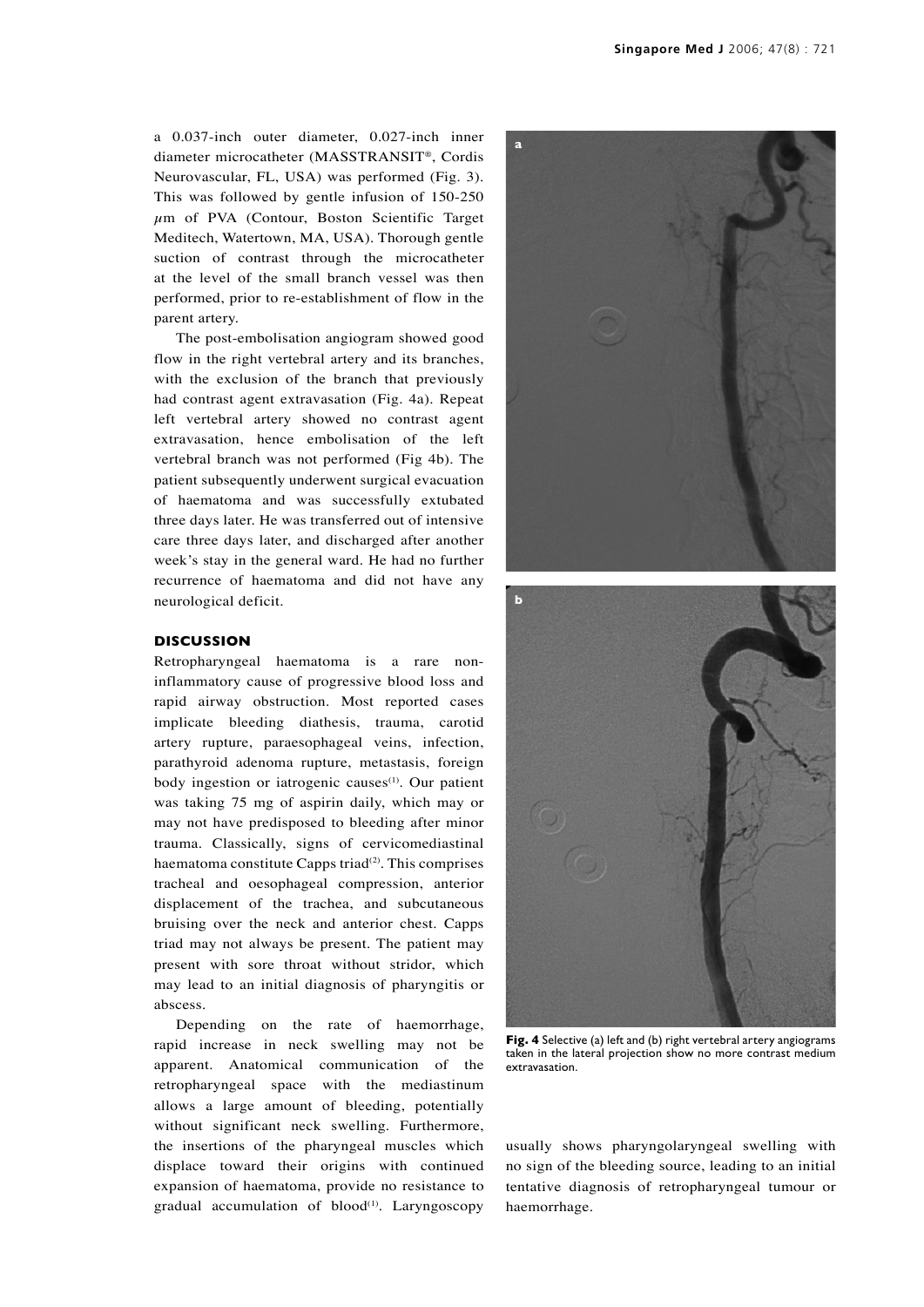a 0.037-inch outer diameter, 0.027-inch inner diameter microcatheter (MASSTRANSIT®, Cordis Neurovascular, FL, USA) was performed (Fig. 3). This was followed by gentle infusion of 150-250 $\mu$m of PVA (Contour, Boston Scientific Target Meditech, Watertown, MA, USA). Thorough gentle suction of contrast through the microcatheter at the level of the small branch vessel was then performed, prior to re-establishment of flow in the parent artery.

The post-embolisation angiogram showed good flow in the right vertebral artery and its branches, with the exclusion of the branch that previously had contrast agent extravasation (Fig. 4a). Repeat left vertebral artery showed no contrast agent extravasation, hence embolisation of the left vertebral branch was not performed (Fig 4b). The patient subsequently underwent surgical evacuation of haematoma and was successfully extubated three days later. He was transferred out of intensive care three days later, and discharged after another week's stay in the general ward. He had no further recurrence of haematoma and did not have any neurological deficit.

## DISCUSSION

Retropharyngeal haematoma is a rare non-inflammatory cause of progressive blood loss and rapid airway obstruction. Most reported cases implicate bleeding diathesis, trauma, carotid artery rupture, paraesophageal veins, infection, parathyroid adenoma rupture, metastasis, foreign body ingestion or iatrogenic causes[1]. Our patient was taking 75 mg of aspirin daily, which may or may not have predisposed to bleeding after minor trauma. Classically, signs of cervicomediastinal haematoma constitute Capps triad[2]. This comprises tracheal and oesophageal compression, anterior displacement of the trachea, and subcutaneous bruising over the neck and anterior chest. Capps triad may not always be present. The patient may present with sore throat without stridor, which may lead to an initial diagnosis of pharyngitis or abscess.

Depending on the rate of haemorrhage, rapid increase in neck swelling may not be apparent. Anatomical communication of the retropharyngeal space with the mediastinum allows a large amount of bleeding, potentially without significant neck swelling. Furthermore, the insertions of the pharyngeal muscles which displace toward their origins with continued expansion of haematoma, provide no resistance to gradual accumulation of blood[1]. Laryngoscopy usually shows pharyngolaryngeal swelling with no sign of the bleeding source, leading to an initial tentative diagnosis of retropharyngeal tumour or haemorrhage.

**Fig. 4** Selective (a) left and (b) right vertebral artery angiograms taken in the lateral projection show no more contrast medium extravasation.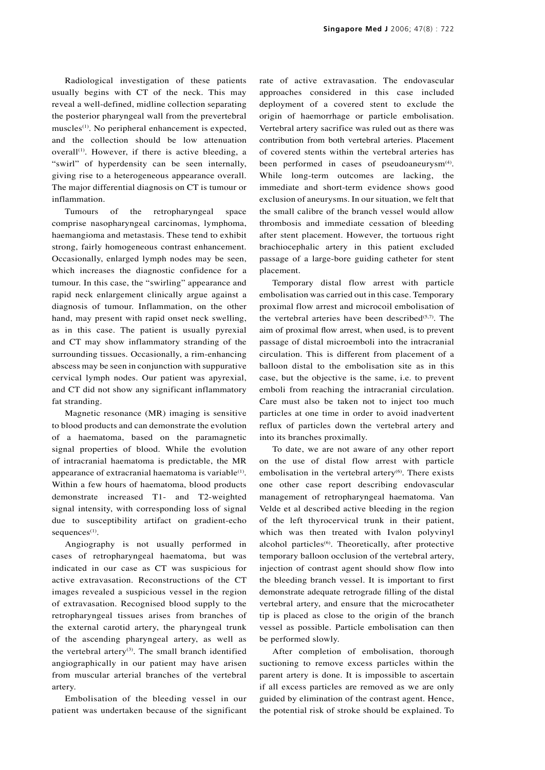Radiological investigation of these patients usually begins with CT of the neck. This may reveal a well-defined, midline collection separating the posterior pharyngeal wall from the prevertebral muscles[1]. No peripheral enhancement is expected, and the collection should be low attenuation overall[1]. However, if there is active bleeding, a "swirl" of hyperdensity can be seen internally, giving rise to a heterogeneous appearance overall. The major differential diagnosis on CT is tumour or inflammation.

Tumours of the retropharyngeal space comprise nasopharyngeal carcinomas, lymphoma, haemangioma and metastasis. These tend to exhibit strong, fairly homogeneous contrast enhancement. Occasionally, enlarged lymph nodes may be seen, which increases the diagnostic confidence for a tumour. In this case, the "swirling" appearance and rapid neck enlargement clinically argue against a diagnosis of tumour. Inflammation, on the other hand, may present with rapid onset neck swelling, as in this case. The patient is usually pyrexial and CT may show inflammatory stranding of the surrounding tissues. Occasionally, a rim-enhancing abscess may be seen in conjunction with suppurative cervical lymph nodes. Our patient was apyrexial, and CT did not show any significant inflammatory fat stranding.

Magnetic resonance (MR) imaging is sensitive to blood products and can demonstrate the evolution of a haematoma, based on the paramagnetic signal properties of blood. While the evolution of intracranial haematoma is predictable, the MR appearance of extracranial haematoma is variable[1]. Within a few hours of haematoma, blood products demonstrate increased T1- and T2-weighted signal intensity, with corresponding loss of signal due to susceptibility artifact on gradient-echo sequences[1].

Angiography is not usually performed in cases of retropharyngeal haematoma, but was indicated in our case as CT was suspicious for active extravasation. Reconstructions of the CT images revealed a suspicious vessel in the region of extravasation. Recognised blood supply to the retropharyngeal tissues arises from branches of the external carotid artery, the pharyngeal trunk of the ascending pharyngeal artery, as well as the vertebral artery[3]. The small branch identified angiographically in our patient may have arisen from muscular arterial branches of the vertebral artery.

Embolisation of the bleeding vessel in our patient was undertaken because of the significant rate of active extravasation. The endovascular approaches considered in this case included deployment of a covered stent to exclude the origin of haemorrhage or particle embolisation. Vertebral artery sacrifice was ruled out as there was contribution from both vertebral arteries. Placement of covered stents within the vertebral arteries has been performed in cases of pseudoaneurysm[4]. While long-term outcomes are lacking, the immediate and short-term evidence shows good exclusion of aneurysms. In our situation, we felt that the small calibre of the branch vessel would allow thrombosis and immediate cessation of bleeding after stent placement. However, the tortuous right brachiocephalic artery in this patient excluded passage of a large-bore guiding catheter for stent placement.

Temporary distal flow arrest with particle embolisation was carried out in this case. Temporary proximal flow arrest and microcoil embolisation of the vertebral arteries have been described[5,7]. The aim of proximal flow arrest, when used, is to prevent passage of distal microemboli into the intracranial circulation. This is different from placement of a balloon distal to the embolisation site as in this case, but the objective is the same, i.e. to prevent emboli from reaching the intracranial circulation. Care must also be taken not to inject too much particles at one time in order to avoid inadvertent reflux of particles down the vertebral artery and into its branches proximally.

To date, we are not aware of any other report on the use of distal flow arrest with particle embolisation in the vertebral artery[6]. There exists one other case report describing endovascular management of retropharyngeal haematoma. Van Velde et al described active bleeding in the region of the left thyrocervical trunk in their patient, which was then treated with Ivalon polyvinyl alcohol particles[6]. Theoretically, after protective temporary balloon occlusion of the vertebral artery, injection of contrast agent should show flow into the bleeding branch vessel. It is important to first demonstrate adequate retrograde filling of the distal vertebral artery, and ensure that the microcatheter tip is placed as close to the origin of the branch vessel as possible. Particle embolisation can then be performed slowly.

After completion of embolisation, thorough suctioning to remove excess particles within the parent artery is done. It is impossible to ascertain if all excess particles are removed as we are only guided by elimination of the contrast agent. Hence, the potential risk of stroke should be explained. To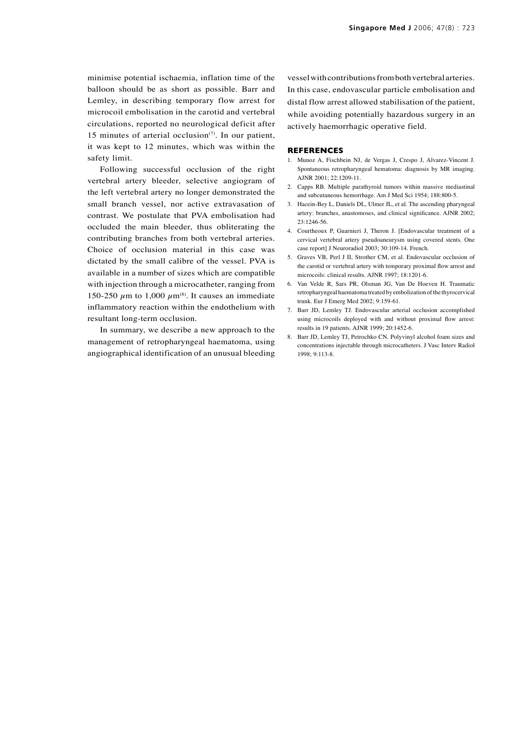minimise potential ischaemia, inflation time of the balloon should be as short as possible. Barr and Lemley, in describing temporary flow arrest for microcoil embolisation in the carotid and vertebral circulations, reported no neurological deficit after 15 minutes of arterial occlusion[7]. In our patient, it was kept to 12 minutes, which was within the safety limit.

Following successful occlusion of the right vertebral artery bleeder, selective angiogram of the left vertebral artery no longer demonstrated the small branch vessel, nor active extravasation of contrast. We postulate that PVA embolisation had occluded the main bleeder, thus obliterating the contributing branches from both vertebral arteries. Choice of occlusion material in this case was dictated by the small calibre of the vessel. PVA is available in a number of sizes which are compatible with injection through a microcatheter, ranging from 150-250 $\mu$m to 1,000 $\mu$m[8]. It causes an immediate inflammatory reaction within the endothelium with resultant long-term occlusion.

In summary, we describe a new approach to the management of retropharyngeal haematoma, using angiographical identification of an unusual bleeding vessel with contributions from both vertebral arteries. In this case, endovascular particle embolisation and distal flow arrest allowed stabilisation of the patient, while avoiding potentially hazardous surgery in an actively haemorrhagic operative field.

## REFERENCES

1. Munoz A, Fischbein NJ, de Vergas J, Crespo J, Alvarez-Vincent J. Spontaneous retropharyngeal hematoma: diagnosis by MR imaging. AJNR 2001; 22:1209-11.
2. Capps RB. Multiple parathyroid tumors within massive mediastinal and subcutaneous hemorrhage. Am J Med Sci 1954; 188:800-5.
3. Hacein-Bey L, Daniels DL, Ulmer JL, et al. The ascending pharyngeal artery: branches, anastomoses, and clinical significance. AJNR 2002; 23:1246-56.
4. Courtheoux P, Guarnieri J, Theron J. [Endovascular treatment of a cervical vertebral artery pseudoaneurysm using covered stents. One case report] J Neuroradiol 2003; 30:109-14. French.
5. Graves VB, Perl J II, Strother CM, et al. Endovascular occlusion of the carotid or vertebral artery with temporary proximal flow arrest and microcoils: clinical results. AJNR 1997; 18:1201-6.
6. Van Velde R, Sars PR, Olsman JG, Van De Hoeven H. Traumatic retropharyngeal haematoma treated by embolization of the thyrocervical trunk. Eur J Emerg Med 2002; 9:159-61.
7. Barr JD, Lemley TJ. Endovascular arterial occlusion accomplished using microcoils deployed with and without proximal flow arrest: results in 19 patients. AJNR 1999; 20:1452-6.
8. Barr JD, Lemley TJ, Petrochko CN. Polyvinyl alcohol foam sizes and concentrations injectable through microcatheters. J Vasc Interv Radiol 1998; 9:113-8.